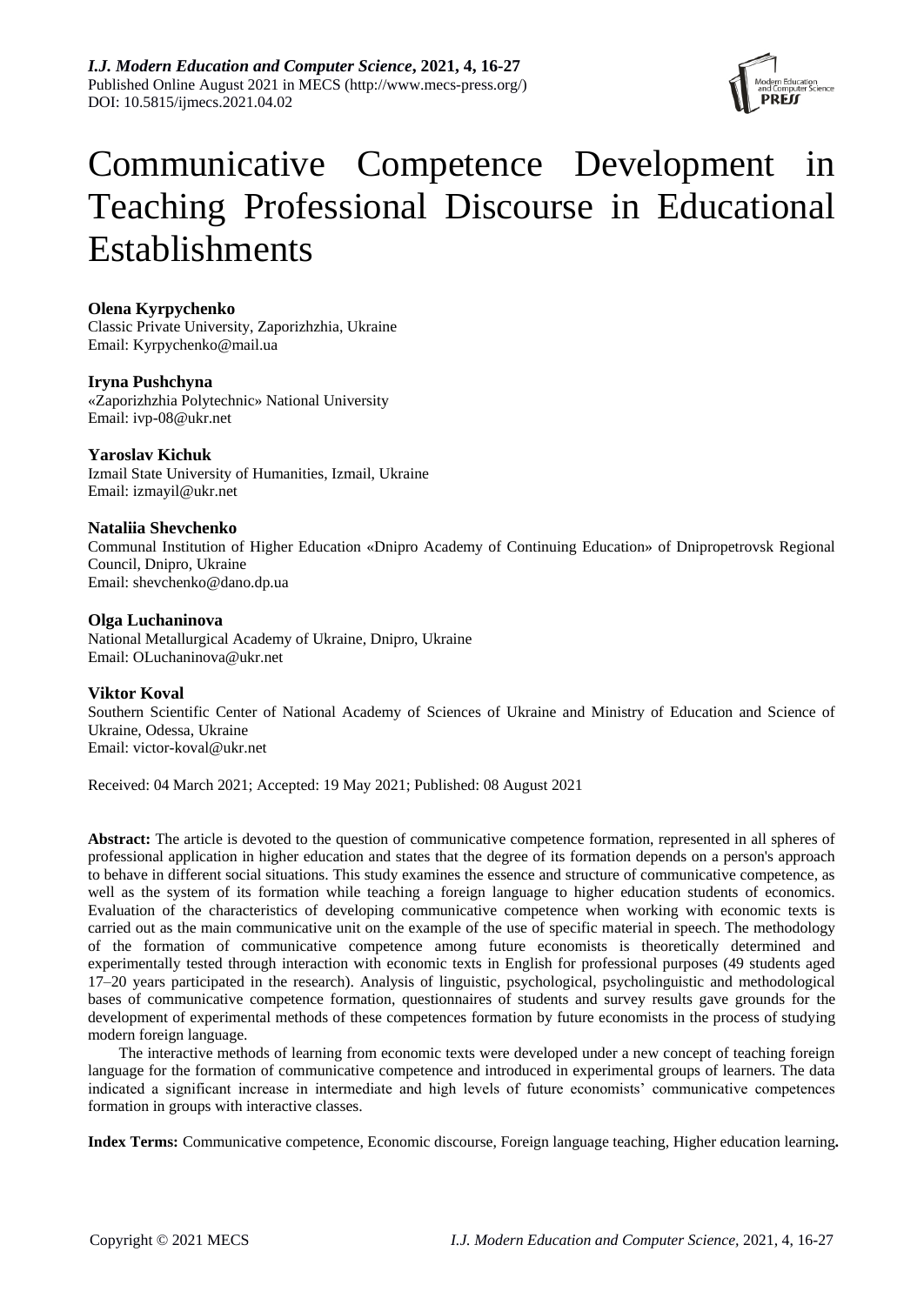# Communicative Competence Development in Teaching Professional Discourse in Educational Establishments

**Olena Kyrpychenko**
Classic Private University, Zaporizhzhia, Ukraine
Email: Kyrpychenko@mail.ua

**Iryna Pushchyna**
«Zaporizhzhia Polytechnic» National University
Email: ivp-08@ukr.net

**Yaroslav Kichuk**
Izmail State University of Humanities, Izmail, Ukraine
Email: izmayil@ukr.net

**Nataliia Shevchenko**
Communal Institution of Higher Education «Dnipro Academy of Continuing Education» of Dnipropetrovsk Regional Council, Dnipro, Ukraine
Email: shevchenko@dano.dp.ua

**Olga Luchaninova**
National Metallurgical Academy of Ukraine, Dnipro, Ukraine
Email: OLuchaninova@ukr.net

**Viktor Koval**
Southern Scientific Center of National Academy of Sciences of Ukraine and Ministry of Education and Science of Ukraine, Odessa, Ukraine
Email: victor-koval@ukr.net

Received: 04 March 2021; Accepted: 19 May 2021; Published: 08 August 2021

**Abstract:** The article is devoted to the question of communicative competence formation, represented in all spheres of professional application in higher education and states that the degree of its formation depends on a person's approach to behave in different social situations. This study examines the essence and structure of communicative competence, as well as the system of its formation while teaching a foreign language to higher education students of economics. Evaluation of the characteristics of developing communicative competence when working with economic texts is carried out as the main communicative unit on the example of the use of specific material in speech. The methodology of the formation of communicative competence among future economists is theoretically determined and experimentally tested through interaction with economic texts in English for professional purposes (49 students aged 17–20 years participated in the research). Analysis of linguistic, psychological, psycholinguistic and methodological bases of communicative competence formation, questionnaires of students and survey results gave grounds for the development of experimental methods of these competences formation by future economists in the process of studying modern foreign language.

The interactive methods of learning from economic texts were developed under a new concept of teaching foreign language for the formation of communicative competence and introduced in experimental groups of learners. The data indicated a significant increase in intermediate and high levels of future economists' communicative competences formation in groups with interactive classes.

**Index Terms:** Communicative competence, Economic discourse, Foreign language teaching, Higher education learning**.**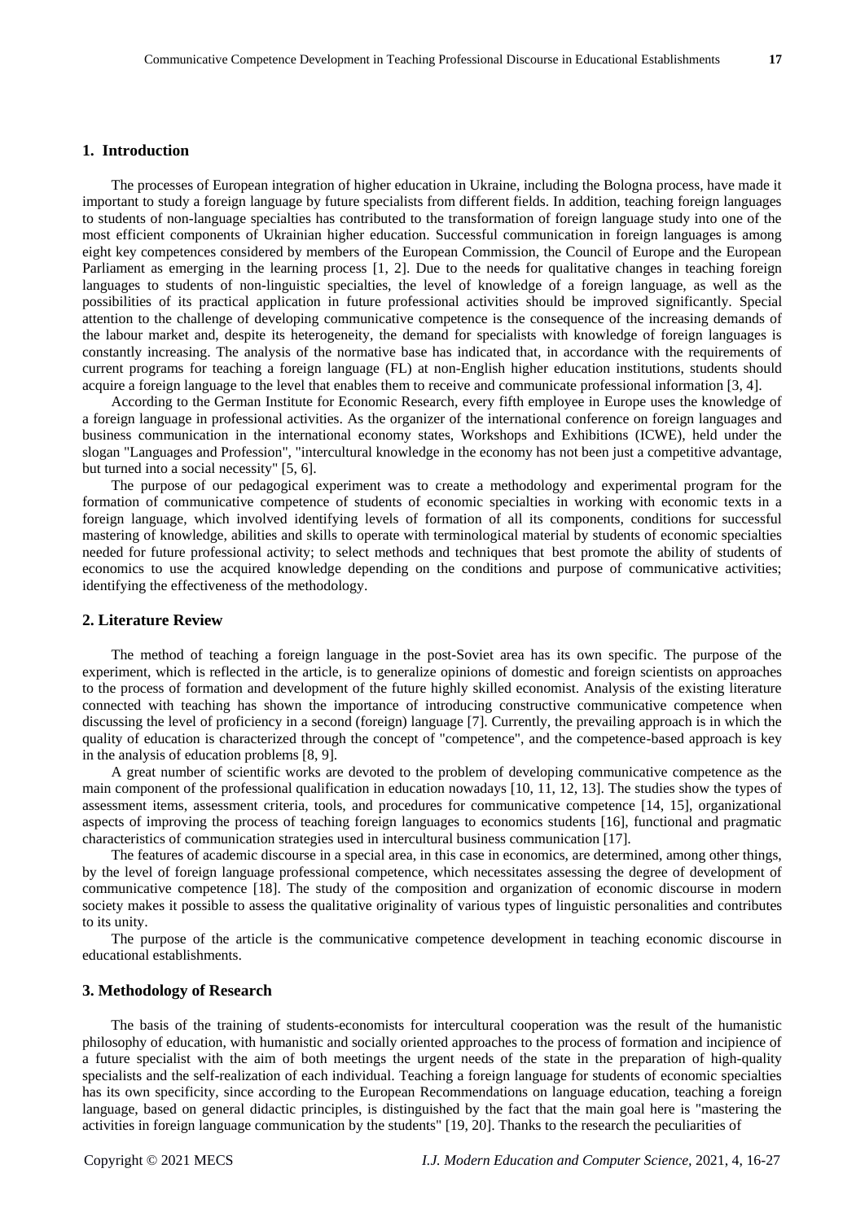## 1. Introduction

The processes of European integration of higher education in Ukraine, including the Bologna process, have made it important to study a foreign language by future specialists from different fields. In addition, teaching foreign languages to students of non-language specialties has contributed to the transformation of foreign language study into one of the most efficient components of Ukrainian higher education. Successful communication in foreign languages is among eight key competences considered by members of the European Commission, the Council of Europe and the European Parliament as emerging in the learning process [1, 2]. Due to the needs for qualitative changes in teaching foreign languages to students of non-linguistic specialties, the level of knowledge of a foreign language, as well as the possibilities of its practical application in future professional activities should be improved significantly. Special attention to the challenge of developing communicative competence is the consequence of the increasing demands of the labour market and, despite its heterogeneity, the demand for specialists with knowledge of foreign languages is constantly increasing. The analysis of the normative base has indicated that, in accordance with the requirements of current programs for teaching a foreign language (FL) at non-English higher education institutions, students should acquire a foreign language to the level that enables them to receive and communicate professional information [3, 4].

According to the German Institute for Economic Research, every fifth employee in Europe uses the knowledge of a foreign language in professional activities. As the organizer of the international conference on foreign languages and business communication in the international economy states, Workshops and Exhibitions (ICWE), held under the slogan "Languages and Profession", "intercultural knowledge in the economy has not been just a competitive advantage, but turned into a social necessity" [5, 6].

The purpose of our pedagogical experiment was to create a methodology and experimental program for the formation of communicative competence of students of economic specialties in working with economic texts in a foreign language, which involved identifying levels of formation of all its components, conditions for successful mastering of knowledge, abilities and skills to operate with terminological material by students of economic specialties needed for future professional activity; to select methods and techniques that best promote the ability of students of economics to use the acquired knowledge depending on the conditions and purpose of communicative activities; identifying the effectiveness of the methodology.

## 2. Literature Review

The method of teaching a foreign language in the post-Soviet area has its own specific. The purpose of the experiment, which is reflected in the article, is to generalize opinions of domestic and foreign scientists on approaches to the process of formation and development of the future highly skilled economist. Analysis of the existing literature connected with teaching has shown the importance of introducing constructive communicative competence when discussing the level of proficiency in a second (foreign) language [7]. Currently, the prevailing approach is in which the quality of education is characterized through the concept of "competence", and the competence-based approach is key in the analysis of education problems [8, 9].

A great number of scientific works are devoted to the problem of developing communicative competence as the main component of the professional qualification in education nowadays [10, 11, 12, 13]. The studies show the types of assessment items, assessment criteria, tools, and procedures for communicative competence [14, 15], organizational aspects of improving the process of teaching foreign languages to economics students [16], functional and pragmatic characteristics of communication strategies used in intercultural business communication [17].

The features of academic discourse in a special area, in this case in economics, are determined, among other things, by the level of foreign language professional competence, which necessitates assessing the degree of development of communicative competence [18]. The study of the composition and organization of economic discourse in modern society makes it possible to assess the qualitative originality of various types of linguistic personalities and contributes to its unity.

The purpose of the article is the communicative competence development in teaching economic discourse in educational establishments.

## 3. Methodology of Research

The basis of the training of students-economists for intercultural cooperation was the result of the humanistic philosophy of education, with humanistic and socially oriented approaches to the process of formation and incipience of a future specialist with the aim of both meetings the urgent needs of the state in the preparation of high-quality specialists and the self-realization of each individual. Teaching a foreign language for students of economic specialties has its own specificity, since according to the European Recommendations on language education, teaching a foreign language, based on general didactic principles, is distinguished by the fact that the main goal here is "mastering the activities in foreign language communication by the students" [19, 20]. Thanks to the research the peculiarities of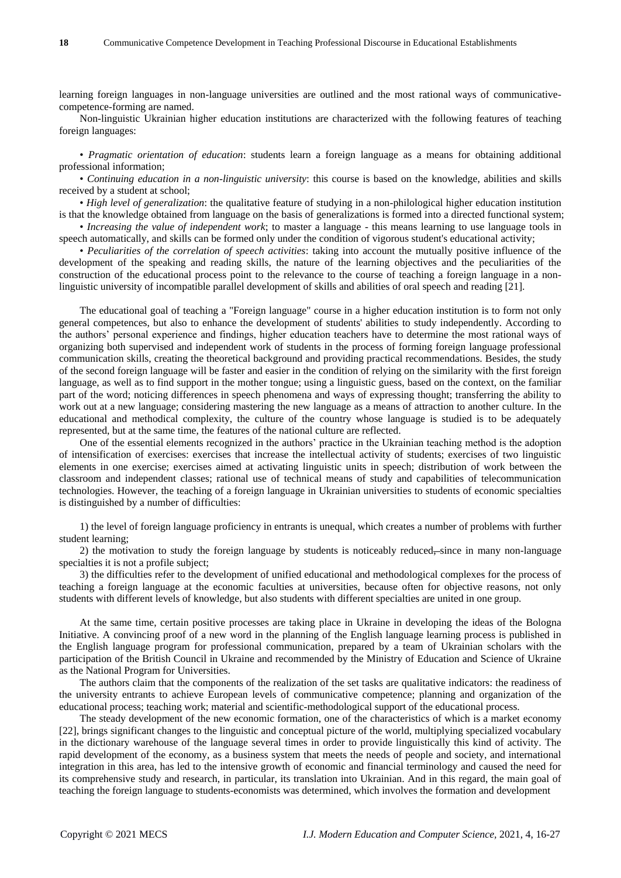learning foreign languages in non-language universities are outlined and the most rational ways of communicative-competence-forming are named.

Non-linguistic Ukrainian higher education institutions are characterized with the following features of teaching foreign languages:

• *Pragmatic orientation of education*: students learn a foreign language as a means for obtaining additional professional information;

• *Continuing education in a non-linguistic university*: this course is based on the knowledge, abilities and skills received by a student at school;

• *High level of generalization*: the qualitative feature of studying in a non-philological higher education institution is that the knowledge obtained from language on the basis of generalizations is formed into a directed functional system;

• *Increasing the value of independent work*; to master a language - this means learning to use language tools in speech automatically, and skills can be formed only under the condition of vigorous student's educational activity;

• *Peculiarities of the correlation of speech activities*: taking into account the mutually positive influence of the development of the speaking and reading skills, the nature of the learning objectives and the peculiarities of the construction of the educational process point to the relevance to the course of teaching a foreign language in a non-linguistic university of incompatible parallel development of skills and abilities of oral speech and reading [21].

The educational goal of teaching a "Foreign language" course in a higher education institution is to form not only general competences, but also to enhance the development of students' abilities to study independently. According to the authors' personal experience and findings, higher education teachers have to determine the most rational ways of organizing both supervised and independent work of students in the process of forming foreign language professional communication skills, creating the theoretical background and providing practical recommendations. Besides, the study of the second foreign language will be faster and easier in the condition of relying on the similarity with the first foreign language, as well as to find support in the mother tongue; using a linguistic guess, based on the context, on the familiar part of the word; noticing differences in speech phenomena and ways of expressing thought; transferring the ability to work out at a new language; considering mastering the new language as a means of attraction to another culture. In the educational and methodical complexity, the culture of the country whose language is studied is to be adequately represented, but at the same time, the features of the national culture are reflected.

One of the essential elements recognized in the authors' practice in the Ukrainian teaching method is the adoption of intensification of exercises: exercises that increase the intellectual activity of students; exercises of two linguistic elements in one exercise; exercises aimed at activating linguistic units in speech; distribution of work between the classroom and independent classes; rational use of technical means of study and capabilities of telecommunication technologies. However, the teaching of a foreign language in Ukrainian universities to students of economic specialties is distinguished by a number of difficulties:

1) the level of foreign language proficiency in entrants is unequal, which creates a number of problems with further student learning;

2) the motivation to study the foreign language by students is noticeably reduced, since in many non-language specialties it is not a profile subject;

3) the difficulties refer to the development of unified educational and methodological complexes for the process of teaching a foreign language at the economic faculties at universities, because often for objective reasons, not only students with different levels of knowledge, but also students with different specialties are united in one group.

At the same time, certain positive processes are taking place in Ukraine in developing the ideas of the Bologna Initiative. A convincing proof of a new word in the planning of the English language learning process is published in the English language program for professional communication, prepared by a team of Ukrainian scholars with the participation of the British Council in Ukraine and recommended by the Ministry of Education and Science of Ukraine as the National Program for Universities.

The authors claim that the components of the realization of the set tasks are qualitative indicators: the readiness of the university entrants to achieve European levels of communicative competence; planning and organization of the educational process; teaching work; material and scientific-methodological support of the educational process.

The steady development of the new economic formation, one of the characteristics of which is a market economy [22], brings significant changes to the linguistic and conceptual picture of the world, multiplying specialized vocabulary in the dictionary warehouse of the language several times in order to provide linguistically this kind of activity. The rapid development of the economy, as a business system that meets the needs of people and society, and international integration in this area, has led to the intensive growth of economic and financial terminology and caused the need for its comprehensive study and research, in particular, its translation into Ukrainian. And in this regard, the main goal of teaching the foreign language to students-economists was determined, which involves the formation and development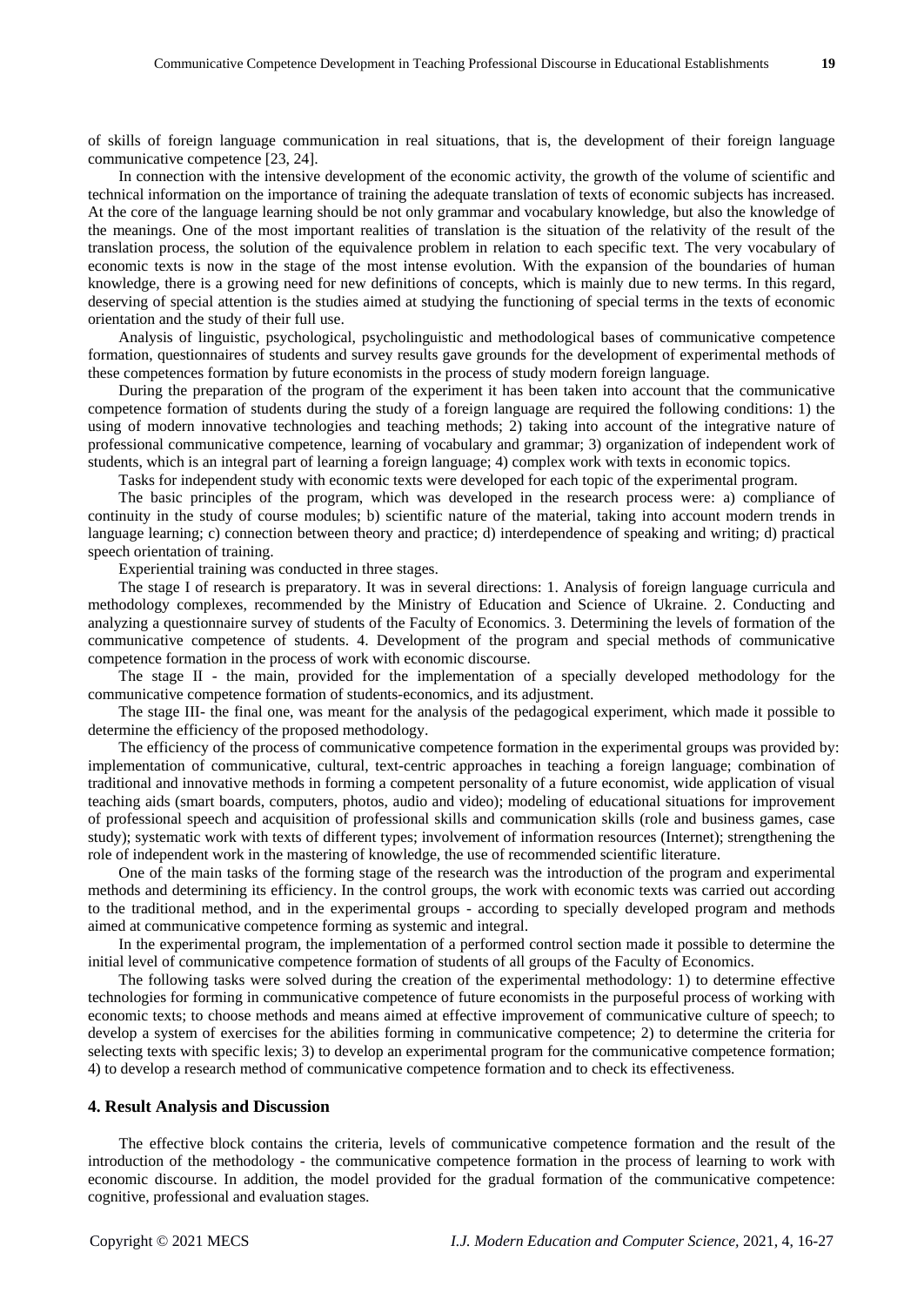of skills of foreign language communication in real situations, that is, the development of their foreign language communicative competence [23, 24].

In connection with the intensive development of the economic activity, the growth of the volume of scientific and technical information on the importance of training the adequate translation of texts of economic subjects has increased. At the core of the language learning should be not only grammar and vocabulary knowledge, but also the knowledge of the meanings. One of the most important realities of translation is the situation of the relativity of the result of the translation process, the solution of the equivalence problem in relation to each specific text. The very vocabulary of economic texts is now in the stage of the most intense evolution. With the expansion of the boundaries of human knowledge, there is a growing need for new definitions of concepts, which is mainly due to new terms. In this regard, deserving of special attention is the studies aimed at studying the functioning of special terms in the texts of economic orientation and the study of their full use.

Analysis of linguistic, psychological, psycholinguistic and methodological bases of communicative competence formation, questionnaires of students and survey results gave grounds for the development of experimental methods of these competences formation by future economists in the process of study modern foreign language.

During the preparation of the program of the experiment it has been taken into account that the communicative competence formation of students during the study of a foreign language are required the following conditions: 1) the using of modern innovative technologies and teaching methods; 2) taking into account of the integrative nature of professional communicative competence, learning of vocabulary and grammar; 3) organization of independent work of students, which is an integral part of learning a foreign language; 4) complex work with texts in economic topics.

Tasks for independent study with economic texts were developed for each topic of the experimental program.

The basic principles of the program, which was developed in the research process were: a) compliance of continuity in the study of course modules; b) scientific nature of the material, taking into account modern trends in language learning; c) connection between theory and practice; d) interdependence of speaking and writing; d) practical speech orientation of training.

Experiential training was conducted in three stages.

The stage I of research is preparatory. It was in several directions: 1. Analysis of foreign language curricula and methodology complexes, recommended by the Ministry of Education and Science of Ukraine. 2. Conducting and analyzing a questionnaire survey of students of the Faculty of Economics. 3. Determining the levels of formation of the communicative competence of students. 4. Development of the program and special methods of communicative competence formation in the process of work with economic discourse.

The stage II - the main, provided for the implementation of a specially developed methodology for the communicative competence formation of students-economics, and its adjustment.

The stage III- the final one, was meant for the analysis of the pedagogical experiment, which made it possible to determine the efficiency of the proposed methodology.

The efficiency of the process of communicative competence formation in the experimental groups was provided by: implementation of communicative, cultural, text-centric approaches in teaching a foreign language; combination of traditional and innovative methods in forming a competent personality of a future economist, wide application of visual teaching aids (smart boards, computers, photos, audio and video); modeling of educational situations for improvement of professional speech and acquisition of professional skills and communication skills (role and business games, case study); systematic work with texts of different types; involvement of information resources (Internet); strengthening the role of independent work in the mastering of knowledge, the use of recommended scientific literature.

One of the main tasks of the forming stage of the research was the introduction of the program and experimental methods and determining its efficiency. In the control groups, the work with economic texts was carried out according to the traditional method, and in the experimental groups - according to specially developed program and methods aimed at communicative competence forming as systemic and integral.

In the experimental program, the implementation of a performed control section made it possible to determine the initial level of communicative competence formation of students of all groups of the Faculty of Economics.

The following tasks were solved during the creation of the experimental methodology: 1) to determine effective technologies for forming in communicative competence of future economists in the purposeful process of working with economic texts; to choose methods and means aimed at effective improvement of communicative culture of speech; to develop a system of exercises for the abilities forming in communicative competence; 2) to determine the criteria for selecting texts with specific lexis; 3) to develop an experimental program for the communicative competence formation; 4) to develop a research method of communicative competence formation and to check its effectiveness.

## 4. Result Analysis and Discussion

The effective block contains the criteria, levels of communicative competence formation and the result of the introduction of the methodology - the communicative competence formation in the process of learning to work with economic discourse. In addition, the model provided for the gradual formation of the communicative competence: cognitive, professional and evaluation stages.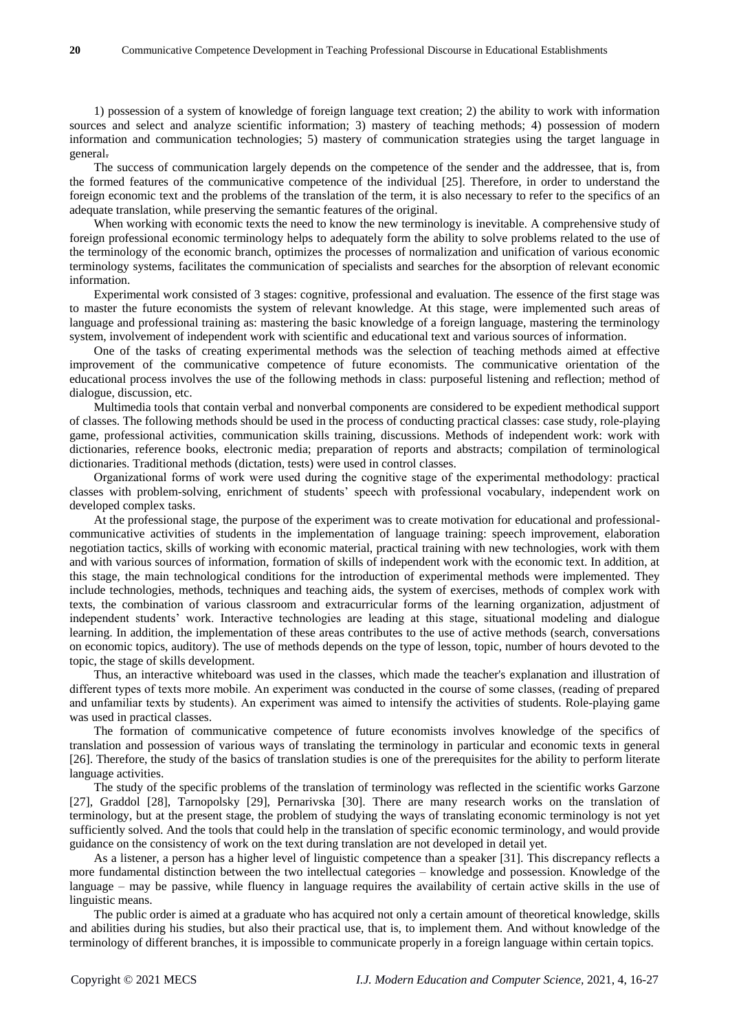1) possession of a system of knowledge of foreign language text creation; 2) the ability to work with information sources and select and analyze scientific information; 3) mastery of teaching methods; 4) possession of modern information and communication technologies; 5) mastery of communication strategies using the target language in general.

The success of communication largely depends on the competence of the sender and the addressee, that is, from the formed features of the communicative competence of the individual [25]. Therefore, in order to understand the foreign economic text and the problems of the translation of the term, it is also necessary to refer to the specifics of an adequate translation, while preserving the semantic features of the original.

When working with economic texts the need to know the new terminology is inevitable. A comprehensive study of foreign professional economic terminology helps to adequately form the ability to solve problems related to the use of the terminology of the economic branch, optimizes the processes of normalization and unification of various economic terminology systems, facilitates the communication of specialists and searches for the absorption of relevant economic information.

Experimental work consisted of 3 stages: cognitive, professional and evaluation. The essence of the first stage was to master the future economists the system of relevant knowledge. At this stage, were implemented such areas of language and professional training as: mastering the basic knowledge of a foreign language, mastering the terminology system, involvement of independent work with scientific and educational text and various sources of information.

One of the tasks of creating experimental methods was the selection of teaching methods aimed at effective improvement of the communicative competence of future economists. The communicative orientation of the educational process involves the use of the following methods in class: purposeful listening and reflection; method of dialogue, discussion, etc.

Multimedia tools that contain verbal and nonverbal components are considered to be expedient methodical support of classes. The following methods should be used in the process of conducting practical classes: case study, role-playing game, professional activities, communication skills training, discussions. Methods of independent work: work with dictionaries, reference books, electronic media; preparation of reports and abstracts; compilation of terminological dictionaries. Traditional methods (dictation, tests) were used in control classes.

Organizational forms of work were used during the cognitive stage of the experimental methodology: practical classes with problem-solving, enrichment of students' speech with professional vocabulary, independent work on developed complex tasks.

At the professional stage, the purpose of the experiment was to create motivation for educational and professional-communicative activities of students in the implementation of language training: speech improvement, elaboration negotiation tactics, skills of working with economic material, practical training with new technologies, work with them and with various sources of information, formation of skills of independent work with the economic text. In addition, at this stage, the main technological conditions for the introduction of experimental methods were implemented. They include technologies, methods, techniques and teaching aids, the system of exercises, methods of complex work with texts, the combination of various classroom and extracurricular forms of the learning organization, adjustment of independent students' work. Interactive technologies are leading at this stage, situational modeling and dialogue learning. In addition, the implementation of these areas contributes to the use of active methods (search, conversations on economic topics, auditory). The use of methods depends on the type of lesson, topic, number of hours devoted to the topic, the stage of skills development.

Thus, an interactive whiteboard was used in the classes, which made the teacher's explanation and illustration of different types of texts more mobile. An experiment was conducted in the course of some classes, (reading of prepared and unfamiliar texts by students). An experiment was aimed to intensify the activities of students. Role-playing game was used in practical classes.

The formation of communicative competence of future economists involves knowledge of the specifics of translation and possession of various ways of translating the terminology in particular and economic texts in general [26]. Therefore, the study of the basics of translation studies is one of the prerequisites for the ability to perform literate language activities.

The study of the specific problems of the translation of terminology was reflected in the scientific works Garzone [27], Graddol [28], Tarnopolsky [29], Pernarivska [30]. There are many research works on the translation of terminology, but at the present stage, the problem of studying the ways of translating economic terminology is not yet sufficiently solved. And the tools that could help in the translation of specific economic terminology, and would provide guidance on the consistency of work on the text during translation are not developed in detail yet.

As a listener, a person has a higher level of linguistic competence than a speaker [31]. This discrepancy reflects a more fundamental distinction between the two intellectual categories – knowledge and possession. Knowledge of the language – may be passive, while fluency in language requires the availability of certain active skills in the use of linguistic means.

The public order is aimed at a graduate who has acquired not only a certain amount of theoretical knowledge, skills and abilities during his studies, but also their practical use, that is, to implement them. And without knowledge of the terminology of different branches, it is impossible to communicate properly in a foreign language within certain topics.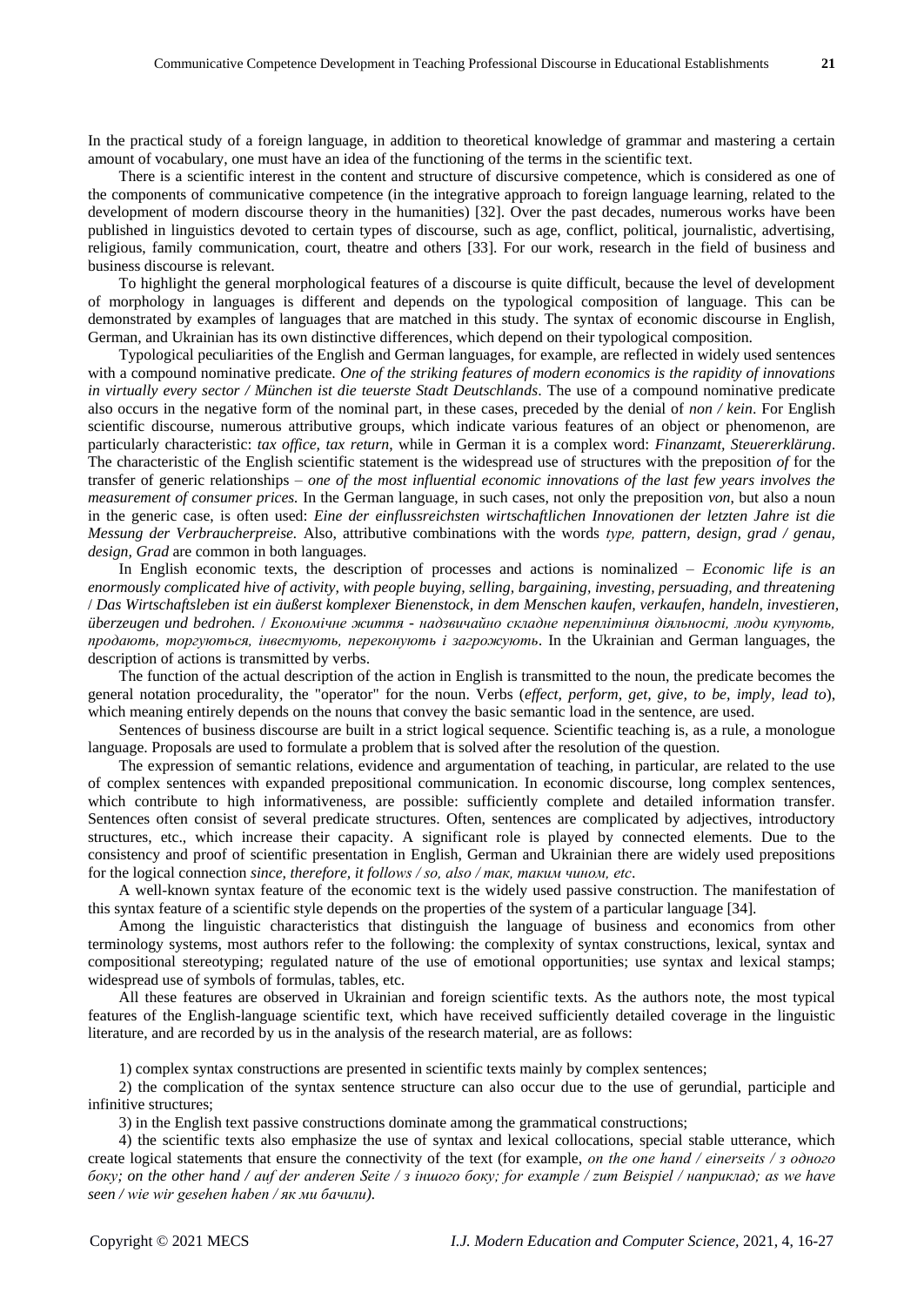In the practical study of a foreign language, in addition to theoretical knowledge of grammar and mastering a certain amount of vocabulary, one must have an idea of the functioning of the terms in the scientific text.

There is a scientific interest in the content and structure of discursive competence, which is considered as one of the components of communicative competence (in the integrative approach to foreign language learning, related to the development of modern discourse theory in the humanities) [32]. Over the past decades, numerous works have been published in linguistics devoted to certain types of discourse, such as age, conflict, political, journalistic, advertising, religious, family communication, court, theatre and others [33]. For our work, research in the field of business and business discourse is relevant.

To highlight the general morphological features of a discourse is quite difficult, because the level of development of morphology in languages is different and depends on the typological composition of language. This can be demonstrated by examples of languages that are matched in this study. The syntax of economic discourse in English, German, and Ukrainian has its own distinctive differences, which depend on their typological composition.

Typological peculiarities of the English and German languages, for example, are reflected in widely used sentences with a compound nominative predicate. *One of the striking features of modern economics is the rapidity of innovations in virtually every sector / München ist die teuerste Stadt Deutschlands*. The use of a compound nominative predicate also occurs in the negative form of the nominal part, in these cases, preceded by the denial of *non / kein*. For English scientific discourse, numerous attributive groups, which indicate various features of an object or phenomenon, are particularly characteristic: *tax office, tax return,* while in German it is a complex word: *Finanzamt, Steuererklärung*. The characteristic of the English scientific statement is the widespread use of structures with the preposition *of* for the transfer of generic relationships – *one of the most influential economic innovations of the last few years involves the measurement of consumer prices.* In the German language, in such cases, not only the preposition *von*, but also a noun in the generic case, is often used: *Eine der einflussreichsten wirtschaftlichen Innovationen der letzten Jahre ist die Messung der Verbraucherpreise.* Also, attributive combinations with the words *type, pattern, design, grad / genau, design, Grad* are common in both languages.

In English economic texts, the description of processes and actions is nominalized – *Economic life is an enormously complicated hive of activity, with people buying, selling, bargaining, investing, persuading, and threatening* / *Das Wirtschaftsleben ist ein äußerst komplexer Bienenstock, in dem Menschen kaufen, verkaufen, handeln, investieren, überzeugen und bedrohen.* / *Економічне життя - надзвичайно складне переплітіння діяльності, люди купують, продають, торгуються, інвестують, переконують і загрожують*. In the Ukrainian and German languages, the description of actions is transmitted by verbs.

The function of the actual description of the action in English is transmitted to the noun, the predicate becomes the general notation procedurality, the "operator" for the noun. Verbs (*effect, perform, get, give, to be, imply, lead to*), which meaning entirely depends on the nouns that convey the basic semantic load in the sentence, are used.

Sentences of business discourse are built in a strict logical sequence. Scientific teaching is, as a rule, a monologue language. Proposals are used to formulate a problem that is solved after the resolution of the question.

The expression of semantic relations, evidence and argumentation of teaching, in particular, are related to the use of complex sentences with expanded prepositional communication. In economic discourse, long complex sentences, which contribute to high informativeness, are possible: sufficiently complete and detailed information transfer. Sentences often consist of several predicate structures. Often, sentences are complicated by adjectives, introductory structures, etc., which increase their capacity. A significant role is played by connected elements. Due to the consistency and proof of scientific presentation in English, German and Ukrainian there are widely used prepositions for the logical connection *since, therefore, it follows / so, also / так, таким чином, etc*.

A well-known syntax feature of the economic text is the widely used passive construction. The manifestation of this syntax feature of a scientific style depends on the properties of the system of a particular language [34].

Among the linguistic characteristics that distinguish the language of business and economics from other terminology systems, most authors refer to the following: the complexity of syntax constructions, lexical, syntax and compositional stereotyping; regulated nature of the use of emotional opportunities; use syntax and lexical stamps; widespread use of symbols of formulas, tables, etc.

All these features are observed in Ukrainian and foreign scientific texts. As the authors note, the most typical features of the English-language scientific text, which have received sufficiently detailed coverage in the linguistic literature, and are recorded by us in the analysis of the research material, are as follows:

1) complex syntax constructions are presented in scientific texts mainly by complex sentences;

2) the complication of the syntax sentence structure can also occur due to the use of gerundial, participle and infinitive structures;

3) in the English text passive constructions dominate among the grammatical constructions;

4) the scientific texts also emphasize the use of syntax and lexical collocations, special stable utterance, which create logical statements that ensure the connectivity of the text (for example, *on the one hand / einerseits / з одного боку; on the other hand / auf der anderen Seite / з іншого боку; for example / zum Beispiel / наприклад; as we have seen / wie wir gesehen haben / як ми бачили).*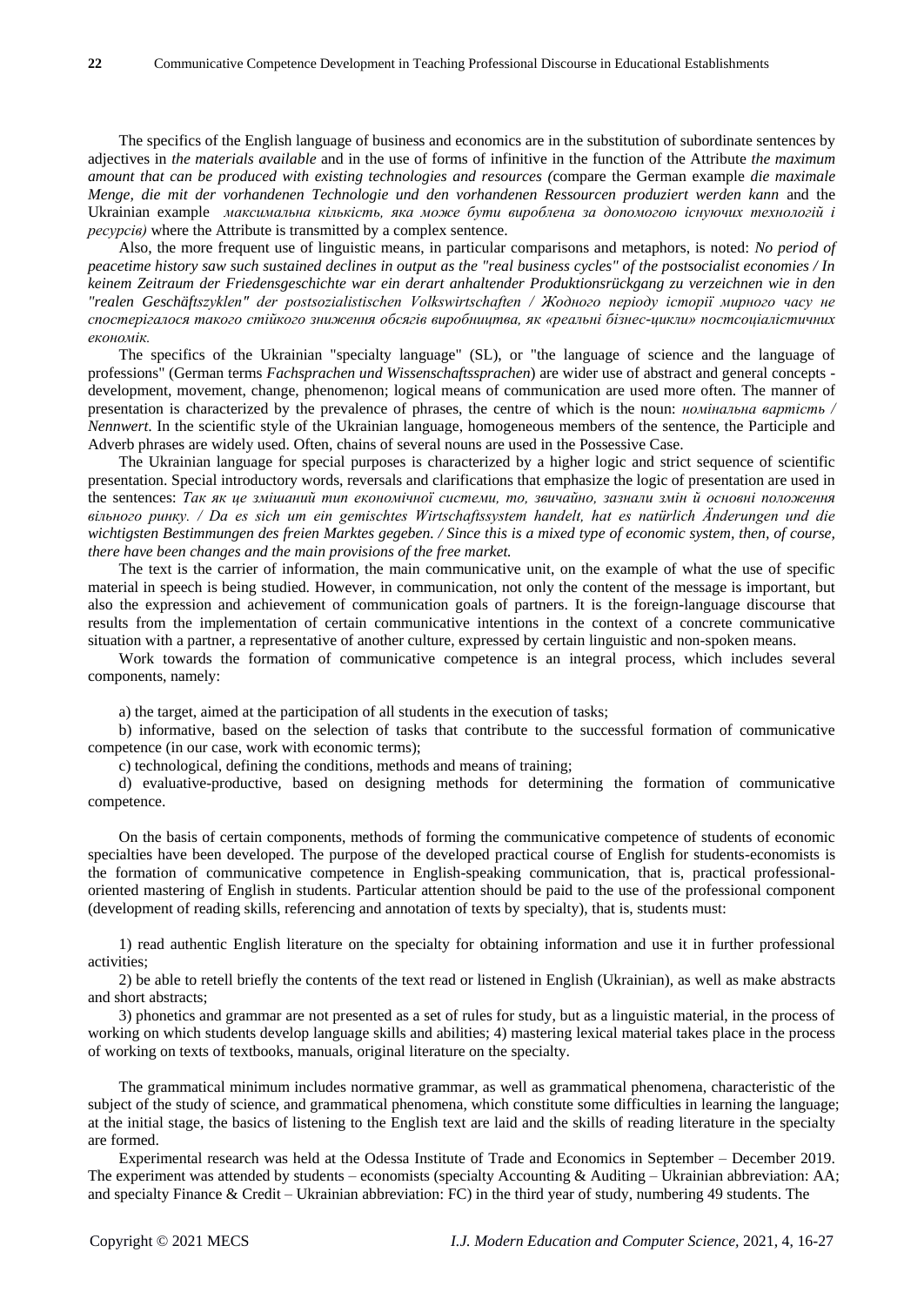The specifics of the English language of business and economics are in the substitution of subordinate sentences by adjectives in *the materials available* and in the use of forms of infinitive in the function of the Attribute *the maximum amount that can be produced with existing technologies and resources (*compare the German example *die maximale Menge, die mit der vorhandenen Technologie und den vorhandenen Ressourcen produziert werden kann* and the Ukrainian example *максимальна кількість, яка може бути вироблена за допомогою існуючих технологій і ресурсів)* where the Attribute is transmitted by a complex sentence.

Also, the more frequent use of linguistic means, in particular comparisons and metaphors, is noted: *No period of peacetime history saw such sustained declines in output as the "real business cycles" of the postsocialist economies / In keinem Zeitraum der Friedensgeschichte war ein derart anhaltender Produktionsrückgang zu verzeichnen wie in den "realen Geschäftszyklen" der postsozialistischen Volkswirtschaften / Жодного періоду історії мирного часу не спостерігалося такого стійкого зниження обсягів виробництва, як «реальні бізнес-цикли» постсоціалістичних економік.*

The specifics of the Ukrainian "specialty language" (SL), or "the language of science and the language of professions" (German terms *Fachsprachen und Wissenschaftssprachen*) are wider use of abstract and general concepts - development, movement, change, phenomenon; logical means of communication are used more often. The manner of presentation is characterized by the prevalence of phrases, the centre of which is the noun: *номінальна вартість / Nennwert*. In the scientific style of the Ukrainian language, homogeneous members of the sentence, the Participle and Adverb phrases are widely used. Often, chains of several nouns are used in the Possessive Case.

The Ukrainian language for special purposes is characterized by a higher logic and strict sequence of scientific presentation. Special introductory words, reversals and clarifications that emphasize the logic of presentation are used in the sentences: *Так як це змішаний тип економічної системи, то, звичайно, зазнали змін й основні положення вільного ринку. / Da es sich um ein gemischtes Wirtschaftssystem handelt, hat es natürlich Änderungen und die wichtigsten Bestimmungen des freien Marktes gegeben. / Since this is a mixed type of economic system, then, of course, there have been changes and the main provisions of the free market.*

The text is the carrier of information, the main communicative unit, on the example of what the use of specific material in speech is being studied. However, in communication, not only the content of the message is important, but also the expression and achievement of communication goals of partners. It is the foreign-language discourse that results from the implementation of certain communicative intentions in the context of a concrete communicative situation with a partner, a representative of another culture, expressed by certain linguistic and non-spoken means.

Work towards the formation of communicative competence is an integral process, which includes several components, namely:

a) the target, aimed at the participation of all students in the execution of tasks;

b) informative, based on the selection of tasks that contribute to the successful formation of communicative competence (in our case, work with economic terms);

c) technological, defining the conditions, methods and means of training;

d) evaluative-productive, based on designing methods for determining the formation of communicative competence.

On the basis of certain components, methods of forming the communicative competence of students of economic specialties have been developed. The purpose of the developed practical course of English for students-economists is the formation of communicative competence in English-speaking communication, that is, practical professional-oriented mastering of English in students. Particular attention should be paid to the use of the professional component (development of reading skills, referencing and annotation of texts by specialty), that is, students must:

1) read authentic English literature on the specialty for obtaining information and use it in further professional activities;

2) be able to retell briefly the contents of the text read or listened in English (Ukrainian), as well as make abstracts and short abstracts;

3) phonetics and grammar are not presented as a set of rules for study, but as a linguistic material, in the process of working on which students develop language skills and abilities; 4) mastering lexical material takes place in the process of working on texts of textbooks, manuals, original literature on the specialty.

The grammatical minimum includes normative grammar, as well as grammatical phenomena, characteristic of the subject of the study of science, and grammatical phenomena, which constitute some difficulties in learning the language; at the initial stage, the basics of listening to the English text are laid and the skills of reading literature in the specialty are formed.

Experimental research was held at the Odessa Institute of Trade and Economics in September – December 2019. The experiment was attended by students – economists (specialty Accounting & Auditing – Ukrainian abbreviation: AA; and specialty Finance & Credit – Ukrainian abbreviation: FC) in the third year of study, numbering 49 students. The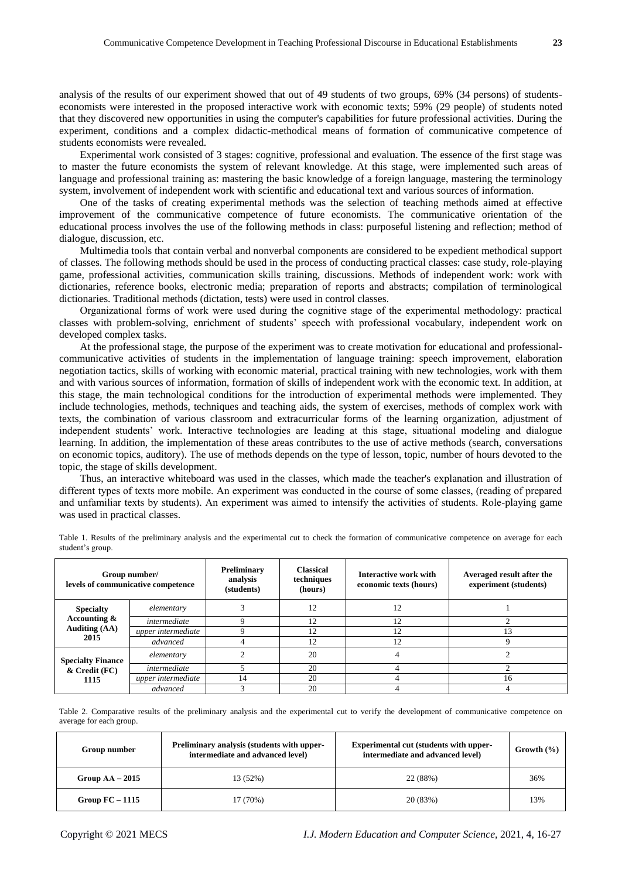analysis of the results of our experiment showed that out of 49 students of two groups, 69% (34 persons) of students-economists were interested in the proposed interactive work with economic texts; 59% (29 people) of students noted that they discovered new opportunities in using the computer's capabilities for future professional activities. During the experiment, conditions and a complex didactic-methodical means of formation of communicative competence of students economists were revealed.

Experimental work consisted of 3 stages: cognitive, professional and evaluation. The essence of the first stage was to master the future economists the system of relevant knowledge. At this stage, were implemented such areas of language and professional training as: mastering the basic knowledge of a foreign language, mastering the terminology system, involvement of independent work with scientific and educational text and various sources of information.

One of the tasks of creating experimental methods was the selection of teaching methods aimed at effective improvement of the communicative competence of future economists. The communicative orientation of the educational process involves the use of the following methods in class: purposeful listening and reflection; method of dialogue, discussion, etc.

Multimedia tools that contain verbal and nonverbal components are considered to be expedient methodical support of classes. The following methods should be used in the process of conducting practical classes: case study, role-playing game, professional activities, communication skills training, discussions. Methods of independent work: work with dictionaries, reference books, electronic media; preparation of reports and abstracts; compilation of terminological dictionaries. Traditional methods (dictation, tests) were used in control classes.

Organizational forms of work were used during the cognitive stage of the experimental methodology: practical classes with problem-solving, enrichment of students' speech with professional vocabulary, independent work on developed complex tasks.

At the professional stage, the purpose of the experiment was to create motivation for educational and professional-communicative activities of students in the implementation of language training: speech improvement, elaboration negotiation tactics, skills of working with economic material, practical training with new technologies, work with them and with various sources of information, formation of skills of independent work with the economic text. In addition, at this stage, the main technological conditions for the introduction of experimental methods were implemented. They include technologies, methods, techniques and teaching aids, the system of exercises, methods of complex work with texts, the combination of various classroom and extracurricular forms of the learning organization, adjustment of independent students' work. Interactive technologies are leading at this stage, situational modeling and dialogue learning. In addition, the implementation of these areas contributes to the use of active methods (search, conversations on economic topics, auditory). The use of methods depends on the type of lesson, topic, number of hours devoted to the topic, the stage of skills development.

Thus, an interactive whiteboard was used in the classes, which made the teacher's explanation and illustration of different types of texts more mobile. An experiment was conducted in the course of some classes, (reading of prepared and unfamiliar texts by students). An experiment was aimed to intensify the activities of students. Role-playing game was used in practical classes.

Table 1. Results of the preliminary analysis and the experimental cut to check the formation of communicative competence on average for each student's group.

| Group number/ levels of communicative competence | | Preliminary analysis (students) | Classical techniques (hours) | Interactive work with economic texts (hours) | Averaged result after the experiment (students) |
|---|---|---|---|---|---|
| **Specialty Accounting & Auditing (AA) 2015** | *elementary* | 3 | 12 | 12 | 1 |
| | *intermediate* | 9 | 12 | 12 | 2 |
| | *upper intermediate* | 9 | 12 | 12 | 13 |
| | *advanced* | 4 | 12 | 12 | 9 |
| **Specialty Finance & Credit (FC) 1115** | *elementary* | 2 | 20 | 4 | 2 |
| | *intermediate* | 5 | 20 | 4 | 2 |
| | *upper intermediate* | 14 | 20 | 4 | 16 |
| | *advanced* | 3 | 20 | 4 | 4 |

Table 2. Comparative results of the preliminary analysis and the experimental cut to verify the development of communicative competence on average for each group.

| Group number | Preliminary analysis (students with upper-intermediate and advanced level) | Experimental cut (students with upper-intermediate and advanced level) | Growth (%) |
|---|---|---|---|
| **Group AA – 2015** | 13 (52%) | 22 (88%) | 36% |
| **Group FC – 1115** | 17 (70%) | 20 (83%) | 13% |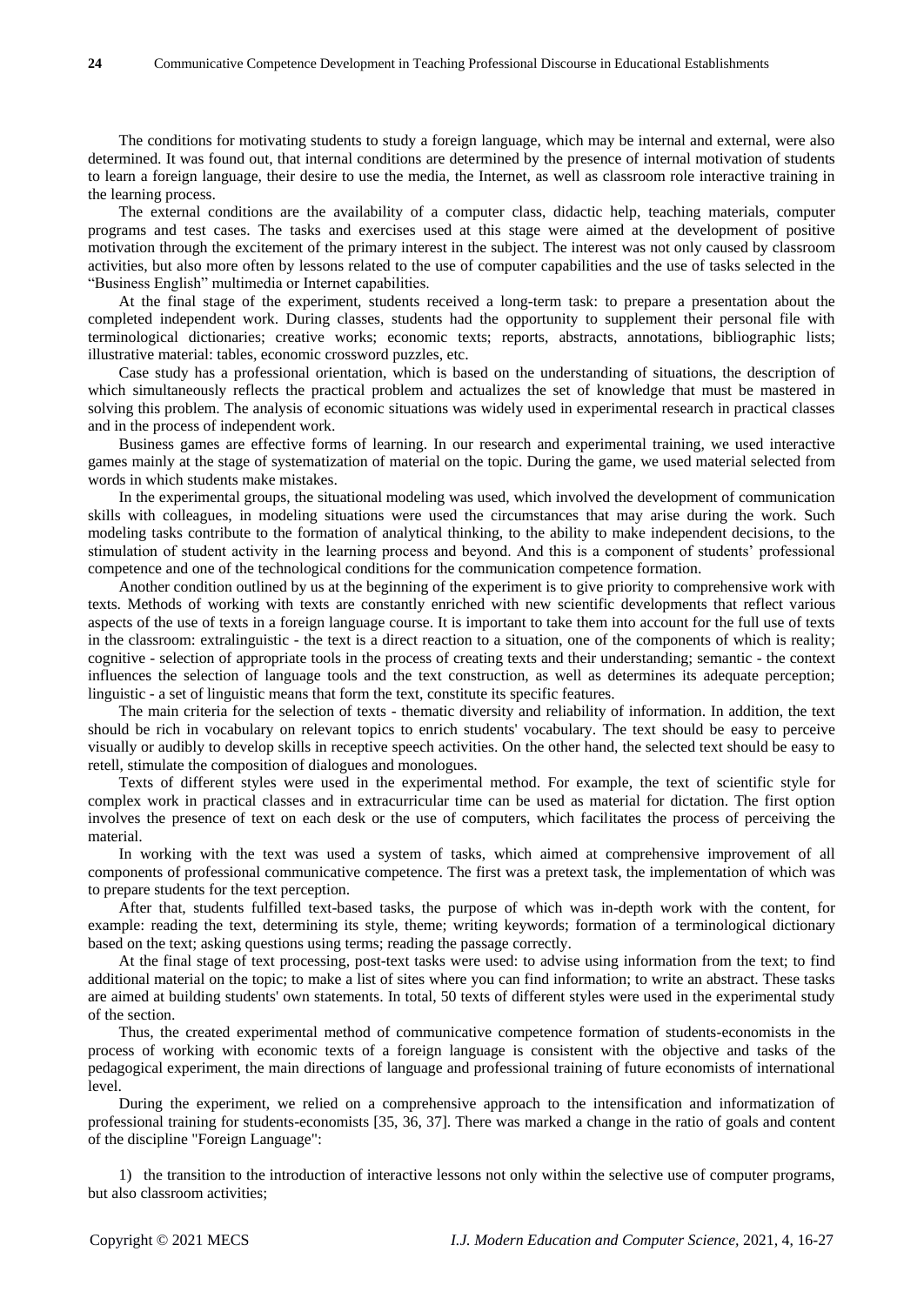The conditions for motivating students to study a foreign language, which may be internal and external, were also determined. It was found out, that internal conditions are determined by the presence of internal motivation of students to learn a foreign language, their desire to use the media, the Internet, as well as classroom role interactive training in the learning process.

The external conditions are the availability of a computer class, didactic help, teaching materials, computer programs and test cases. The tasks and exercises used at this stage were aimed at the development of positive motivation through the excitement of the primary interest in the subject. The interest was not only caused by classroom activities, but also more often by lessons related to the use of computer capabilities and the use of tasks selected in the "Business English" multimedia or Internet capabilities.

At the final stage of the experiment, students received a long-term task: to prepare a presentation about the completed independent work. During classes, students had the opportunity to supplement their personal file with terminological dictionaries; creative works; economic texts; reports, abstracts, annotations, bibliographic lists; illustrative material: tables, economic crossword puzzles, etc.

Case study has a professional orientation, which is based on the understanding of situations, the description of which simultaneously reflects the practical problem and actualizes the set of knowledge that must be mastered in solving this problem. The analysis of economic situations was widely used in experimental research in practical classes and in the process of independent work.

Business games are effective forms of learning. In our research and experimental training, we used interactive games mainly at the stage of systematization of material on the topic. During the game, we used material selected from words in which students make mistakes.

In the experimental groups, the situational modeling was used, which involved the development of communication skills with colleagues, in modeling situations were used the circumstances that may arise during the work. Such modeling tasks contribute to the formation of analytical thinking, to the ability to make independent decisions, to the stimulation of student activity in the learning process and beyond. And this is a component of students' professional competence and one of the technological conditions for the communication competence formation.

Another condition outlined by us at the beginning of the experiment is to give priority to comprehensive work with texts. Methods of working with texts are constantly enriched with new scientific developments that reflect various aspects of the use of texts in a foreign language course. It is important to take them into account for the full use of texts in the classroom: extralinguistic - the text is a direct reaction to a situation, one of the components of which is reality; cognitive - selection of appropriate tools in the process of creating texts and their understanding; semantic - the context influences the selection of language tools and the text construction, as well as determines its adequate perception; linguistic - a set of linguistic means that form the text, constitute its specific features.

The main criteria for the selection of texts - thematic diversity and reliability of information. In addition, the text should be rich in vocabulary on relevant topics to enrich students' vocabulary. The text should be easy to perceive visually or audibly to develop skills in receptive speech activities. On the other hand, the selected text should be easy to retell, stimulate the composition of dialogues and monologues.

Texts of different styles were used in the experimental method. For example, the text of scientific style for complex work in practical classes and in extracurricular time can be used as material for dictation. The first option involves the presence of text on each desk or the use of computers, which facilitates the process of perceiving the material.

In working with the text was used a system of tasks, which aimed at comprehensive improvement of all components of professional communicative competence. The first was a pretext task, the implementation of which was to prepare students for the text perception.

After that, students fulfilled text-based tasks, the purpose of which was in-depth work with the content, for example: reading the text, determining its style, theme; writing keywords; formation of a terminological dictionary based on the text; asking questions using terms; reading the passage correctly.

At the final stage of text processing, post-text tasks were used: to advise using information from the text; to find additional material on the topic; to make a list of sites where you can find information; to write an abstract. These tasks are aimed at building students' own statements. In total, 50 texts of different styles were used in the experimental study of the section.

Thus, the created experimental method of communicative competence formation of students-economists in the process of working with economic texts of a foreign language is consistent with the objective and tasks of the pedagogical experiment, the main directions of language and professional training of future economists of international level.

During the experiment, we relied on a comprehensive approach to the intensification and informatization of professional training for students-economists [35, 36, 37]. There was marked a change in the ratio of goals and content of the discipline "Foreign Language":

1) the transition to the introduction of interactive lessons not only within the selective use of computer programs, but also classroom activities;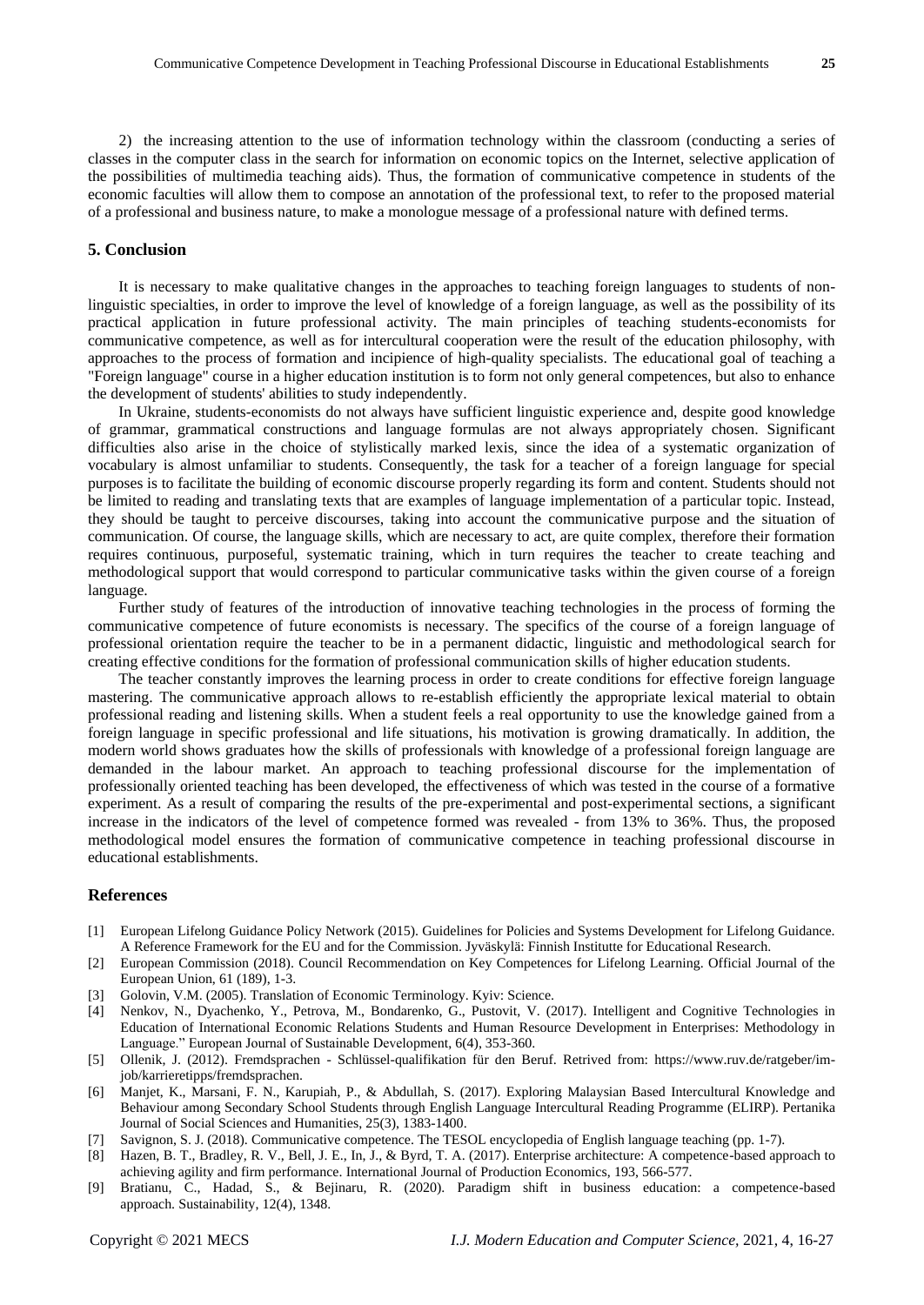2) the increasing attention to the use of information technology within the classroom (conducting a series of classes in the computer class in the search for information on economic topics on the Internet, selective application of the possibilities of multimedia teaching aids). Thus, the formation of communicative competence in students of the economic faculties will allow them to compose an annotation of the professional text, to refer to the proposed material of a professional and business nature, to make a monologue message of a professional nature with defined terms.

## 5. Conclusion

It is necessary to make qualitative changes in the approaches to teaching foreign languages to students of non-linguistic specialties, in order to improve the level of knowledge of a foreign language, as well as the possibility of its practical application in future professional activity. The main principles of teaching students-economists for communicative competence, as well as for intercultural cooperation were the result of the education philosophy, with approaches to the process of formation and incipience of high-quality specialists. The educational goal of teaching a "Foreign language" course in a higher education institution is to form not only general competences, but also to enhance the development of students' abilities to study independently.

In Ukraine, students-economists do not always have sufficient linguistic experience and, despite good knowledge of grammar, grammatical constructions and language formulas are not always appropriately chosen. Significant difficulties also arise in the choice of stylistically marked lexis, since the idea of a systematic organization of vocabulary is almost unfamiliar to students. Consequently, the task for a teacher of a foreign language for special purposes is to facilitate the building of economic discourse properly regarding its form and content. Students should not be limited to reading and translating texts that are examples of language implementation of a particular topic. Instead, they should be taught to perceive discourses, taking into account the communicative purpose and the situation of communication. Of course, the language skills, which are necessary to act, are quite complex, therefore their formation requires continuous, purposeful, systematic training, which in turn requires the teacher to create teaching and methodological support that would correspond to particular communicative tasks within the given course of a foreign language.

Further study of features of the introduction of innovative teaching technologies in the process of forming the communicative competence of future economists is necessary. The specifics of the course of a foreign language of professional orientation require the teacher to be in a permanent didactic, linguistic and methodological search for creating effective conditions for the formation of professional communication skills of higher education students.

The teacher constantly improves the learning process in order to create conditions for effective foreign language mastering. The communicative approach allows to re-establish efficiently the appropriate lexical material to obtain professional reading and listening skills. When a student feels a real opportunity to use the knowledge gained from a foreign language in specific professional and life situations, his motivation is growing dramatically. In addition, the modern world shows graduates how the skills of professionals with knowledge of a professional foreign language are demanded in the labour market. An approach to teaching professional discourse for the implementation of professionally oriented teaching has been developed, the effectiveness of which was tested in the course of a formative experiment. As a result of comparing the results of the pre-experimental and post-experimental sections, a significant increase in the indicators of the level of competence formed was revealed - from 13% to 36%. Thus, the proposed methodological model ensures the formation of communicative competence in teaching professional discourse in educational establishments.

## References

[1] European Lifelong Guidance Policy Network (2015). Guidelines for Policies and Systems Development for Lifelong Guidance. A Reference Framework for the EU and for the Commission. Jyväskylä: Finnish Institutte for Educational Research.

[2] European Commission (2018). Council Recommendation on Key Competences for Lifelong Learning. Official Journal of the European Union, 61 (189), 1-3.

[3] Golovin, V.M. (2005). Translation of Economic Terminology. Kyiv: Science.

[4] Nenkov, N., Dyachenko, Y., Petrova, M., Bondarenko, G., Pustovit, V. (2017). Intelligent and Cognitive Technologies in Education of International Economic Relations Students and Human Resource Development in Enterprises: Methodology in Language." European Journal of Sustainable Development, 6(4), 353-360.

[5] Ollenik, J. (2012). Fremdsprachen - Schlüssel-qualifikation für den Beruf. Retrived from: https://www.ruv.de/ratgeber/im-job/karrieretipps/fremdsprachen.

[6] Manjet, K., Marsani, F. N., Karupiah, P., & Abdullah, S. (2017). Exploring Malaysian Based Intercultural Knowledge and Behaviour among Secondary School Students through English Language Intercultural Reading Programme (ELIRP). Pertanika Journal of Social Sciences and Humanities, 25(3), 1383-1400.

[7] Savignon, S. J. (2018). Communicative competence. The TESOL encyclopedia of English language teaching (pp. 1-7).

[8] Hazen, B. T., Bradley, R. V., Bell, J. E., In, J., & Byrd, T. A. (2017). Enterprise architecture: A competence-based approach to achieving agility and firm performance. International Journal of Production Economics, 193, 566-577.

[9] Bratianu, C., Hadad, S., & Bejinaru, R. (2020). Paradigm shift in business education: a competence-based approach. Sustainability, 12(4), 1348.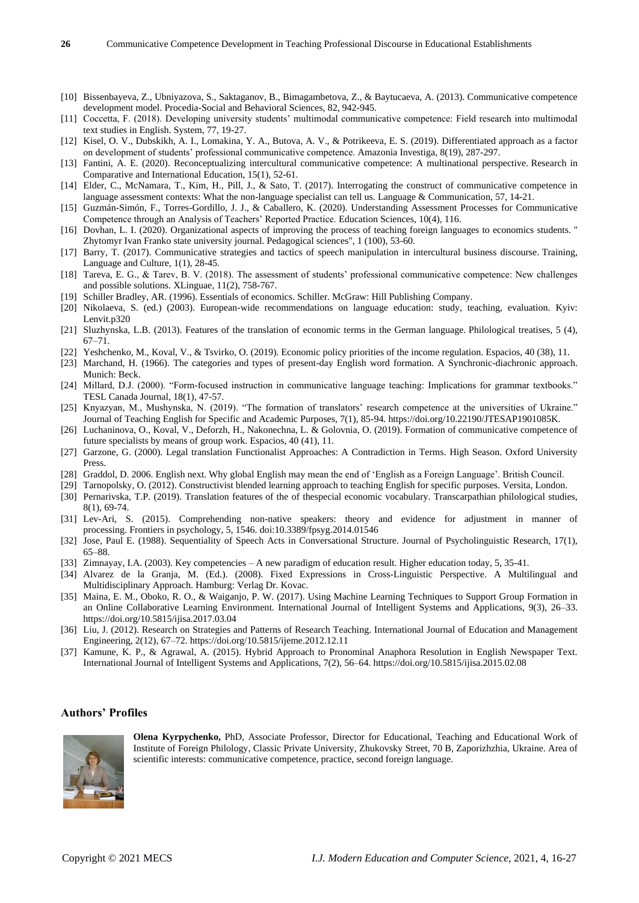[10] Bissenbayeva, Z., Ubniyazova, S., Saktaganov, B., Bimagambetova, Z., & Baytucaeva, A. (2013). Communicative competence development model. Procedia-Social and Behavioral Sciences, 82, 942-945.

[11] Coccetta, F. (2018). Developing university students' multimodal communicative competence: Field research into multimodal text studies in English. System, 77, 19-27.

[12] Kisel, O. V., Dubskikh, A. I., Lomakina, Y. A., Butova, A. V., & Potrikeeva, E. S. (2019). Differentiated approach as a factor on development of students' professional communicative competence. Amazonia Investiga, 8(19), 287-297.

[13] Fantini, A. E. (2020). Reconceptualizing intercultural communicative competence: A multinational perspective. Research in Comparative and International Education, 15(1), 52-61.

[14] Elder, C., McNamara, T., Kim, H., Pill, J., & Sato, T. (2017). Interrogating the construct of communicative competence in language assessment contexts: What the non-language specialist can tell us. Language & Communication, 57, 14-21.

[15] Guzmán-Simón, F., Torres-Gordillo, J. J., & Caballero, K. (2020). Understanding Assessment Processes for Communicative Competence through an Analysis of Teachers' Reported Practice. Education Sciences, 10(4), 116.

[16] Dovhan, L. I. (2020). Organizational aspects of improving the process of teaching foreign languages to economics students. " Zhytomyr Ivan Franko state university journal. Pedagogical sciences", 1 (100), 53-60.

[17] Barry, T. (2017). Communicative strategies and tactics of speech manipulation in intercultural business discourse. Training, Language and Culture, 1(1), 28-45.

[18] Tareva, E. G., & Tarev, B. V. (2018). The assessment of students' professional communicative competence: New challenges and possible solutions. XLinguae, 11(2), 758-767.

[19] Schiller Bradley, AR. (1996). Essentials of economics. Schiller. McGraw: Hill Publishing Company.

[20] Nikolaeva, S. (ed.) (2003). European-wide recommendations on language education: study, teaching, evaluation. Kyiv: Lenvit.p320

[21] Sluzhynska, L.B. (2013). Features of the translation of economic terms in the German language. Philological treatises, 5 (4), 67–71.

[22] Yeshchenko, M., Koval, V., & Tsvirko, O. (2019). Economic policy priorities of the income regulation. Espacios, 40 (38), 11.

[23] Marchand, H. (1966). The categories and types of present-day English word formation. A Synchronic-diachronic approach. Munich: Beck.

[24] Millard, D.J. (2000). "Form-focused instruction in communicative language teaching: Implications for grammar textbooks." TESL Canada Journal, 18(1), 47-57.

[25] Knyazyan, M., Mushynska, N. (2019). "The formation of translators' research competence at the universities of Ukraine." Journal of Teaching English for Specific and Academic Purposes, 7(1), 85-94. https://doi.org/10.22190/JTESAP1901085K.

[26] Luchaninova, O., Koval, V., Deforzh, H., Nakonechna, L. & Golovnia, O. (2019). Formation of communicative competence of future specialists by means of group work. Espacios, 40 (41), 11.

[27] Garzone, G. (2000). Legal translation Functionalist Approaches: A Contradiction in Terms. High Season. Oxford University Press.

[28] Graddol, D. 2006. English next. Why global English may mean the end of 'English as a Foreign Language'. British Council.

[29] Tarnopolsky, O. (2012). Constructivist blended learning approach to teaching English for specific purposes. Versita, London.

[30] Pernarivska, T.P. (2019). Translation features of the of thespecial economic vocabulary. Transcarpathian philological studies, 8(1), 69-74.

[31] Lev-Ari, S. (2015). Comprehending non-native speakers: theory and evidence for adjustment in manner of processing. Frontiers in psychology, 5, 1546. doi:10.3389/fpsyg.2014.01546

[32] Jose, Paul E. (1988). Sequentiality of Speech Acts in Conversational Structure. Journal of Psycholinguistic Research, 17(1), 65–88.

[33] Zimnayay, I.A. (2003). Key competencies – A new paradigm of education result. Higher education today, 5, 35-41.

[34] Alvarez de la Granja, M. (Ed.). (2008). Fixed Expressions in Cross-Linguistic Perspective. A Multilingual and Multidisciplinary Approach. Hamburg: Verlag Dr. Kovac.

[35] Maina, E. M., Oboko, R. O., & Waiganjo, P. W. (2017). Using Machine Learning Techniques to Support Group Formation in an Online Collaborative Learning Environment. International Journal of Intelligent Systems and Applications, 9(3), 26–33. https://doi.org/10.5815/ijisa.2017.03.04

[36] Liu, J. (2012). Research on Strategies and Patterns of Research Teaching. International Journal of Education and Management Engineering, 2(12), 67–72. https://doi.org/10.5815/ijeme.2012.12.11

[37] Kamune, K. P., & Agrawal, A. (2015). Hybrid Approach to Pronominal Anaphora Resolution in English Newspaper Text. International Journal of Intelligent Systems and Applications, 7(2), 56–64. https://doi.org/10.5815/ijisa.2015.02.08

## Authors' Profiles

**Olena Kyrpychenko,** PhD, Associate Professor, Director for Educational, Teaching and Educational Work of Institute of Foreign Philology, Classic Private University, Zhukovsky Street, 70 B, Zaporizhzhia, Ukraine. Area of scientific interests: communicative competence, practice, second foreign language.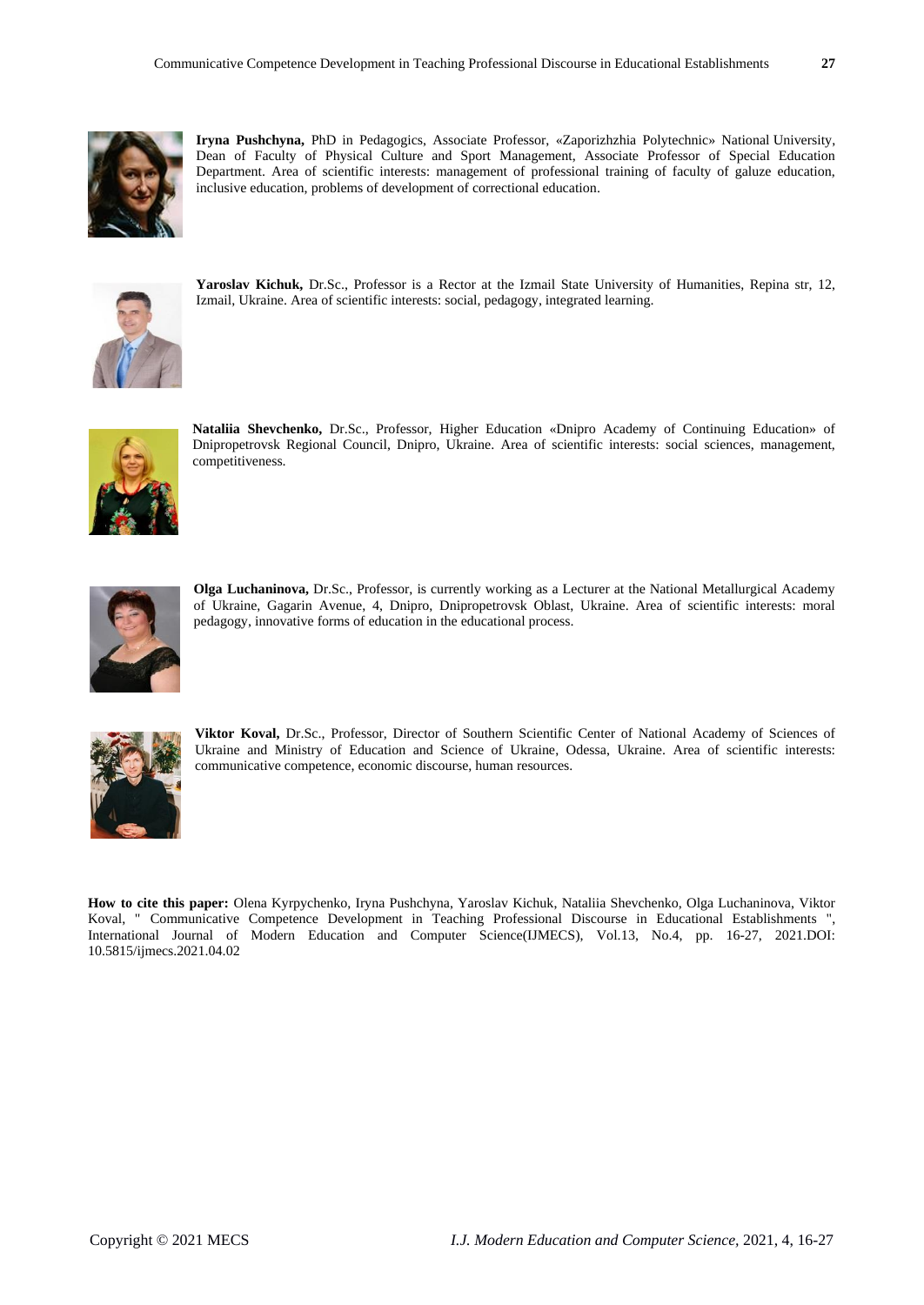**Iryna Pushchyna,** PhD in Pedagogics, Associate Professor, «Zaporizhzhia Polytechnic» National University, Dean of Faculty of Physical Culture and Sport Management, Associate Professor of Special Education Department. Area of scientific interests: management of professional training of faculty of galuze education, inclusive education, problems of development of correctional education.

**Yaroslav Kichuk,** Dr.Sc., Professor is a Rector at the Izmail State University of Humanities, Repina str, 12, Izmail, Ukraine. Area of scientific interests: social, pedagogy, integrated learning.

**Nataliia Shevchenko,** Dr.Sc., Professor, Higher Education «Dnipro Academy of Continuing Education» of Dnipropetrovsk Regional Council, Dnipro, Ukraine. Area of scientific interests: social sciences, management, competitiveness.

**Olga Luchaninova,** Dr.Sc., Professor, is currently working as a Lecturer at the National Metallurgical Academy of Ukraine, Gagarin Avenue, 4, Dnipro, Dnipropetrovsk Oblast, Ukraine. Area of scientific interests: moral pedagogy, innovative forms of education in the educational process.

**Viktor Koval,** Dr.Sc., Professor, Director of Southern Scientific Center of National Academy of Sciences of Ukraine and Ministry of Education and Science of Ukraine, Odessa, Ukraine. Area of scientific interests: communicative competence, economic discourse, human resources.

**How to cite this paper:** Olena Kyrpychenko, Iryna Pushchyna, Yaroslav Kichuk, Nataliia Shevchenko, Olga Luchaninova, Viktor Koval, " Communicative Competence Development in Teaching Professional Discourse in Educational Establishments ", International Journal of Modern Education and Computer Science(IJMECS), Vol.13, No.4, pp. 16-27, 2021.DOI: 10.5815/ijmecs.2021.04.02